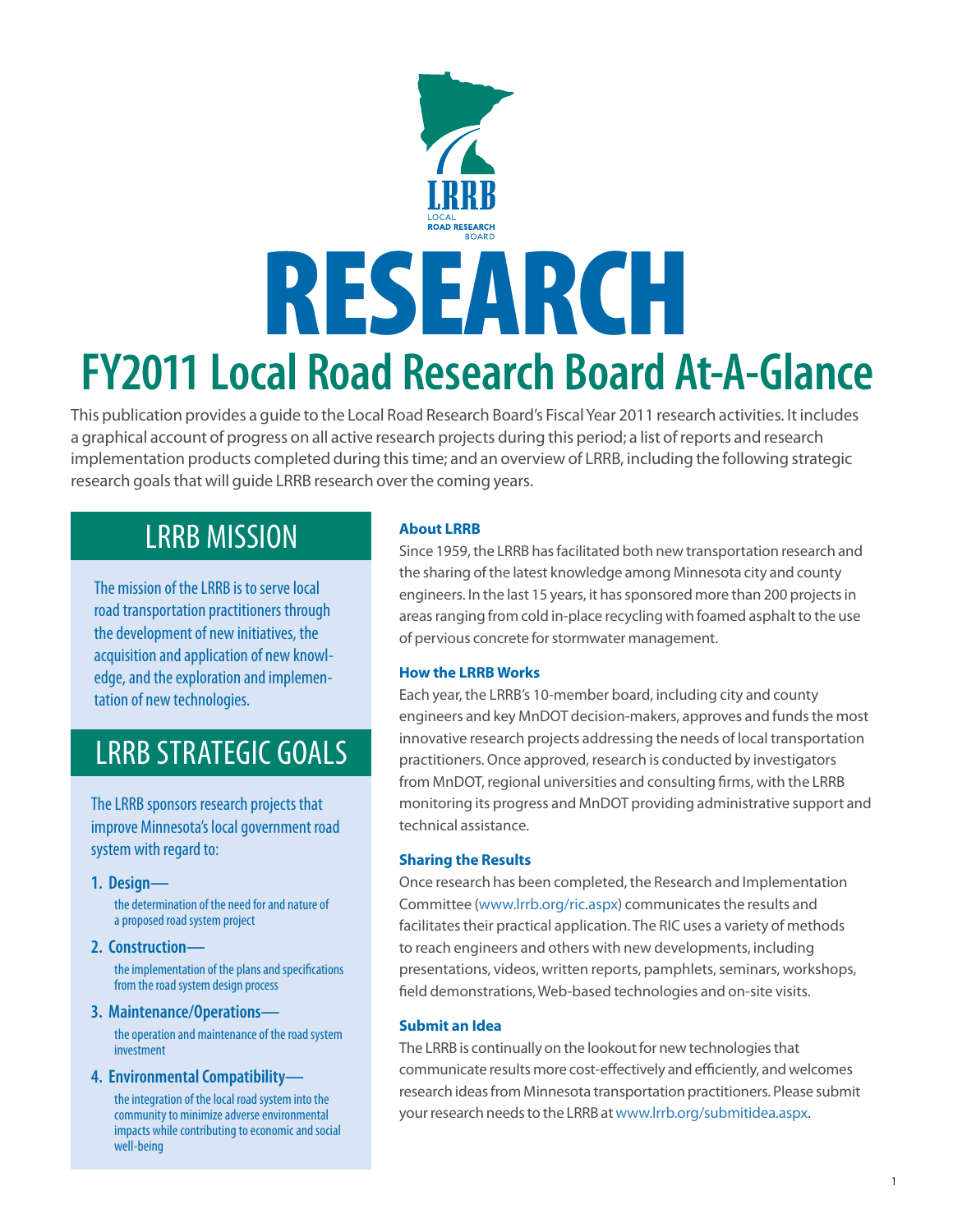LRRB

LOCAL ROAD RESEARCH BOARD

# RESEARCH

## FY2011 Local Road Research Board At-A-Glance

This publication provides a guide to the Local Road Research Board's Fiscal Year 2011 research activities. It includes a graphical account of progress on all active research projects during this period; a list of reports and research implementation products completed during this time; and an overview of LRRB, including the following strategic research goals that will guide LRRB research over the coming years.

## LRRB MISSION

The mission of the LRRB is to serve local road transportation practitioners through the development of new initiatives, the acquisition and application of new knowledge, and the exploration and implementation of new technologies.

## LRRB STRATEGIC GOALS

The LRRB sponsors research projects that improve Minnesota's local government road system with regard to:

1. **Design—** the determination of the need for and nature of a proposed road system project
2. **Construction—** the implementation of the plans and specifications from the road system design process
3. **Maintenance/Operations—** the operation and maintenance of the road system investment
4. **Environmental Compatibility—** the integration of the local road system into the community to minimize adverse environmental impacts while contributing to economic and social well-being

### About LRRB

Since 1959, the LRRB has facilitated both new transportation research and the sharing of the latest knowledge among Minnesota city and county engineers. In the last 15 years, it has sponsored more than 200 projects in areas ranging from cold in-place recycling with foamed asphalt to the use of pervious concrete for stormwater management.

### How the LRRB Works

Each year, the LRRB's 10-member board, including city and county engineers and key MnDOT decision-makers, approves and funds the most innovative research projects addressing the needs of local transportation practitioners. Once approved, research is conducted by investigators from MnDOT, regional universities and consulting firms, with the LRRB monitoring its progress and MnDOT providing administrative support and technical assistance.

### Sharing the Results

Once research has been completed, the Research and Implementation Committee (www.lrrb.org/ric.aspx) communicates the results and facilitates their practical application. The RIC uses a variety of methods to reach engineers and others with new developments, including presentations, videos, written reports, pamphlets, seminars, workshops, field demonstrations, Web-based technologies and on-site visits.

### Submit an Idea

The LRRB is continually on the lookout for new technologies that communicate results more cost-effectively and efficiently, and welcomes research ideas from Minnesota transportation practitioners. Please submit your research needs to the LRRB at www.lrrb.org/submitidea.aspx.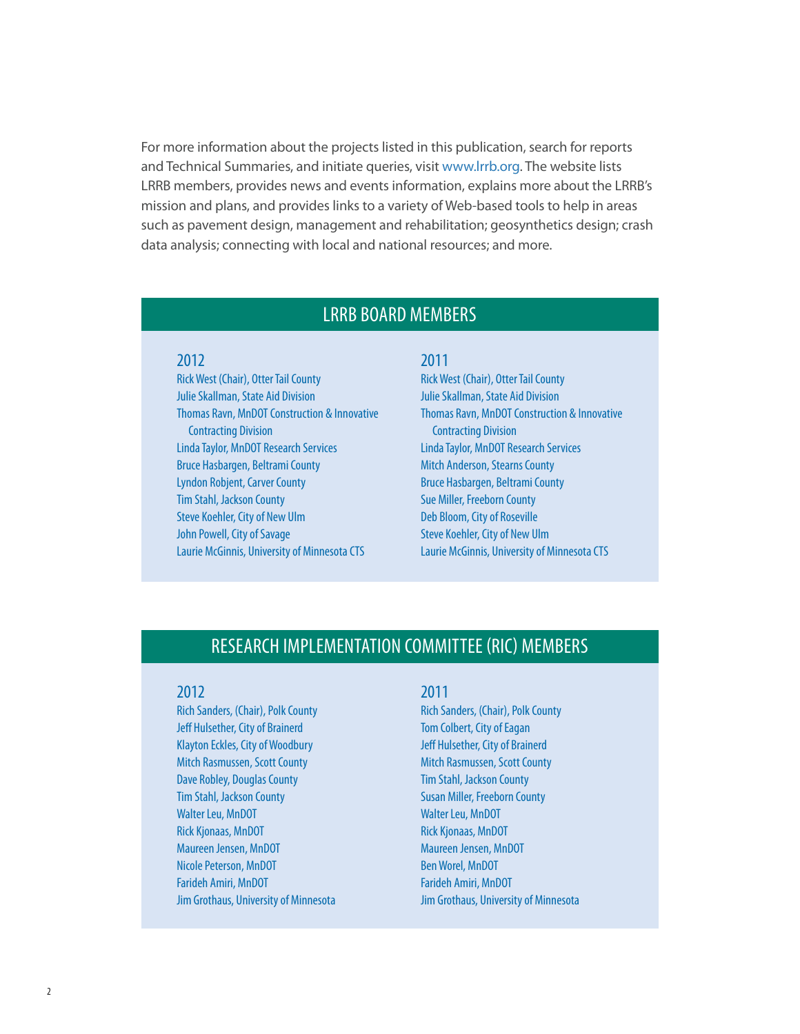For more information about the projects listed in this publication, search for reports and Technical Summaries, and initiate queries, visit www.lrrb.org. The website lists LRRB members, provides news and events information, explains more about the LRRB's mission and plans, and provides links to a variety of Web-based tools to help in areas such as pavement design, management and rehabilitation; geosynthetics design; crash data analysis; connecting with local and national resources; and more.

## LRRB BOARD MEMBERS

### 2012

- Rick West (Chair), Otter Tail County
- Julie Skallman, State Aid Division
- Thomas Ravn, MnDOT Construction & Innovative Contracting Division
- Linda Taylor, MnDOT Research Services
- Bruce Hasbargen, Beltrami County
- Lyndon Robjent, Carver County
- Tim Stahl, Jackson County
- Steve Koehler, City of New Ulm
- John Powell, City of Savage
- Laurie McGinnis, University of Minnesota CTS

### 2011

- Rick West (Chair), Otter Tail County
- Julie Skallman, State Aid Division
- Thomas Ravn, MnDOT Construction & Innovative Contracting Division
- Linda Taylor, MnDOT Research Services
- Mitch Anderson, Stearns County
- Bruce Hasbargen, Beltrami County
- Sue Miller, Freeborn County
- Deb Bloom, City of Roseville
- Steve Koehler, City of New Ulm
- Laurie McGinnis, University of Minnesota CTS

## RESEARCH IMPLEMENTATION COMMITTEE (RIC) MEMBERS

### 2012

- Rich Sanders, (Chair), Polk County
- Jeff Hulsether, City of Brainerd
- Klayton Eckles, City of Woodbury
- Mitch Rasmussen, Scott County
- Dave Robley, Douglas County
- Tim Stahl, Jackson County
- Walter Leu, MnDOT
- Rick Kjonaas, MnDOT
- Maureen Jensen, MnDOT
- Nicole Peterson, MnDOT
- Farideh Amiri, MnDOT
- Jim Grothaus, University of Minnesota

### 2011

- Rich Sanders, (Chair), Polk County
- Tom Colbert, City of Eagan
- Jeff Hulsether, City of Brainerd
- Mitch Rasmussen, Scott County
- Tim Stahl, Jackson County
- Susan Miller, Freeborn County
- Walter Leu, MnDOT
- Rick Kjonaas, MnDOT
- Maureen Jensen, MnDOT
- Ben Worel, MnDOT
- Farideh Amiri, MnDOT
- Jim Grothaus, University of Minnesota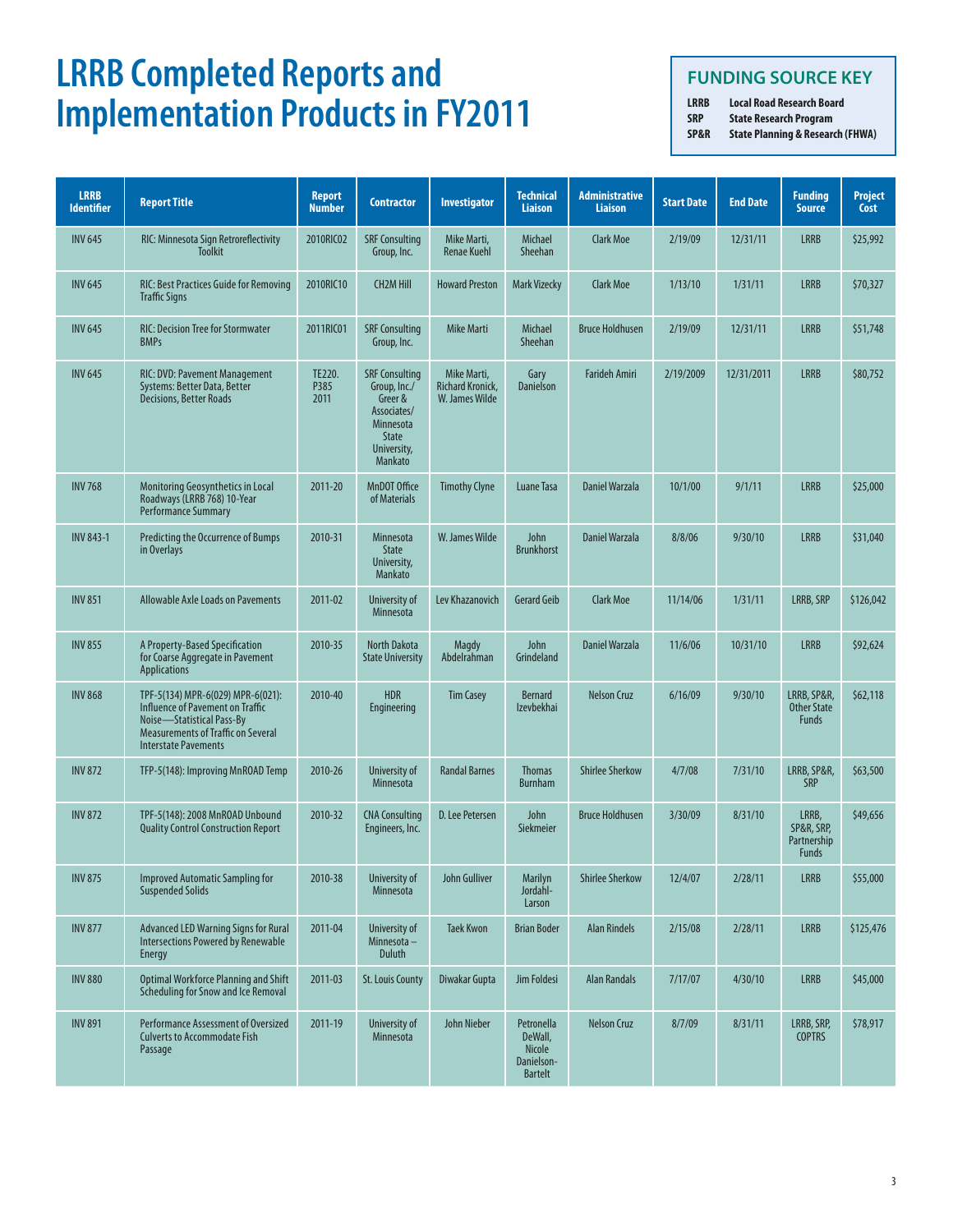# LRRB Completed Reports and Implementation Products in FY2011

## FUNDING SOURCE KEY

**LRRB** Local Road Research Board
**SRP** State Research Program
**SP&R** State Planning & Research (FHWA)

| LRRB Identifier | Report Title | Report Number | Contractor | Investigator | Technical Liaison | Administrative Liaison | Start Date | End Date | Funding Source | Project Cost |
|---|---|---|---|---|---|---|---|---|---|---|
| INV 645 | RIC: Minnesota Sign Retroreflectivity Toolkit | 2010RIC02 | SRF Consulting Group, Inc. | Mike Marti, Renae Kuehl | Michael Sheehan | Clark Moe | 2/19/09 | 12/31/11 | LRRB | $25,992 |
| INV 645 | RIC: Best Practices Guide for Removing Traffic Signs | 2010RIC10 | CH2M Hill | Howard Preston | Mark Vizecky | Clark Moe | 1/13/10 | 1/31/11 | LRRB | $70,327 |
| INV 645 | RIC: Decision Tree for Stormwater BMPs | 2011RIC01 | SRF Consulting Group, Inc. | Mike Marti | Michael Sheehan | Bruce Holdhusen | 2/19/09 | 12/31/11 | LRRB | $51,748 |
| INV 645 | RIC: DVD: Pavement Management Systems: Better Data, Better Decisions, Better Roads | TE220. P385 2011 | SRF Consulting Group, Inc./ Greer & Associates/ Minnesota State University, Mankato | Mike Marti, Richard Kronick, W. James Wilde | Gary Danielson | Farideh Amiri | 2/19/2009 | 12/31/2011 | LRRB | $80,752 |
| INV 768 | Monitoring Geosynthetics in Local Roadways (LRRB 768) 10-Year Performance Summary | 2011-20 | MnDOT Office of Materials | Timothy Clyne | Luane Tasa | Daniel Warzala | 10/1/00 | 9/1/11 | LRRB | $25,000 |
| INV 843-1 | Predicting the Occurrence of Bumps in Overlays | 2010-31 | Minnesota State University, Mankato | W. James Wilde | John Brunkhorst | Daniel Warzala | 8/8/06 | 9/30/10 | LRRB | $31,040 |
| INV 851 | Allowable Axle Loads on Pavements | 2011-02 | University of Minnesota | Lev Khazanovich | Gerard Geib | Clark Moe | 11/14/06 | 1/31/11 | LRRB, SRP | $126,042 |
| INV 855 | A Property-Based Specification for Coarse Aggregate in Pavement Applications | 2010-35 | North Dakota State University | Magdy Abdelrahman | John Grindeland | Daniel Warzala | 11/6/06 | 10/31/10 | LRRB | $92,624 |
| INV 868 | TPF-5(134) MPR-6(029) MPR-6(021): Influence of Pavement on Traffic Noise—Statistical Pass-By Measurements of Traffic on Several Interstate Pavements | 2010-40 | HDR Engineering | Tim Casey | Bernard Izevbekhai | Nelson Cruz | 6/16/09 | 9/30/10 | LRRB, SP&R, Other State Funds | $62,118 |
| INV 872 | TFP-5(148): Improving MnROAD Temp | 2010-26 | University of Minnesota | Randal Barnes | Thomas Burnham | Shirlee Sherkow | 4/7/08 | 7/31/10 | LRRB, SP&R, SRP | $63,500 |
| INV 872 | TPF-5(148): 2008 MnROAD Unbound Quality Control Construction Report | 2010-32 | CNA Consulting Engineers, Inc. | D. Lee Petersen | John Siekmeier | Bruce Holdhusen | 3/30/09 | 8/31/10 | LRRB, SP&R, SRP, Partnership Funds | $49,656 |
| INV 875 | Improved Automatic Sampling for Suspended Solids | 2010-38 | University of Minnesota | John Gulliver | Marilyn Jordahl-Larson | Shirlee Sherkow | 12/4/07 | 2/28/11 | LRRB | $55,000 |
| INV 877 | Advanced LED Warning Signs for Rural Intersections Powered by Renewable Energy | 2011-04 | University of Minnesota – Duluth | Taek Kwon | Brian Boder | Alan Rindels | 2/15/08 | 2/28/11 | LRRB | $125,476 |
| INV 880 | Optimal Workforce Planning and Shift Scheduling for Snow and Ice Removal | 2011-03 | St. Louis County | Diwakar Gupta | Jim Foldesi | Alan Randals | 7/17/07 | 4/30/10 | LRRB | $45,000 |
| INV 891 | Performance Assessment of Oversized Culverts to Accommodate Fish Passage | 2011-19 | University of Minnesota | John Nieber | Petronella DeWall, Nicole Danielson-Bartelt | Nelson Cruz | 8/7/09 | 8/31/11 | LRRB, SRP, COPTRS | $78,917 |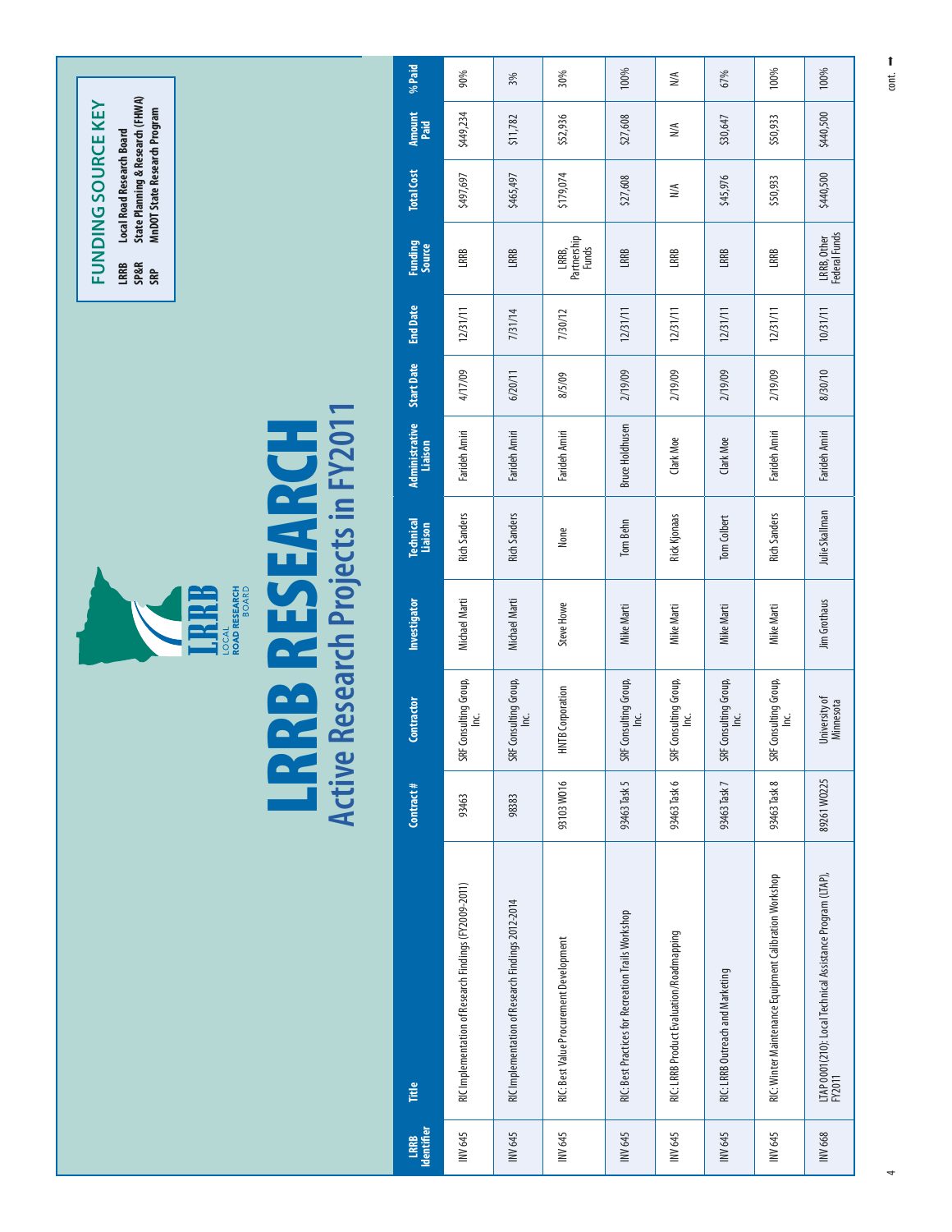# LRRB RESEARCH

## Active Research Projects in FY2011

**FUNDING SOURCE KEY**

- **LRRB** Local Road Research Board
- **SP&R** State Planning & Research (FHWA)
- **SRP** MnDOT State Research Program

| LRRB Identifier | Title | Contract # | Contractor | Investigator | Technical Liaison | Administrative Liaison | Start Date | End Date | Funding Source | Total Cost | Amount Paid | % Paid |
|---|---|---|---|---|---|---|---|---|---|---|---|---|
| INV 645 | RIC Implementation of Research Findings (FY2009-2011) | 93463 | SRF Consulting Group, Inc. | Michael Marti | Rich Sanders | Farideh Amiri | 4/17/09 | 12/31/11 | LRRB | $497,697 | $449,234 | 90% |
| INV 645 | RIC Implementation of Research Findings 2012-2014 | 98383 | SRF Consulting Group, Inc. | Michael Marti | Rich Sanders | Farideh Amiri | 6/20/11 | 7/31/14 | LRRB | $465,497 | $11,782 | 3% |
| INV 645 | RIC: Best Value Procurement Development | 93103 W016 | HNTB Corporation | Steve Howe | None | Farideh Amiri | 8/5/09 | 7/30/12 | LRRB, Partnership Funds | $179,074 | $52,936 | 30% |
| INV 645 | RIC: Best Practices for Recreation Trails Workshop | 93463 Task 5 | SRF Consulting Group, Inc. | Mike Marti | Tom Behn | Bruce Holdhusen | 2/19/09 | 12/31/11 | LRRB | $27,608 | $27,608 | 100% |
| INV 645 | RIC: LRRB Product Evaluation/Roadmapping | 93463 Task 6 | SRF Consulting Group, Inc. | Mike Marti | Rick Kjonaas | Clark Moe | 2/19/09 | 12/31/11 | LRRB | N/A | N/A | N/A |
| INV 645 | RIC: LRRB Outreach and Marketing | 93463 Task 7 | SRF Consulting Group, Inc. | Mike Marti | Tom Colbert | Clark Moe | 2/19/09 | 12/31/11 | LRRB | $45,976 | $30,647 | 67% |
| INV 645 | RIC: Winter Maintenance Equipment Calibration Workshop | 93463 Task 8 | SRF Consulting Group, Inc. | Mike Marti | Rich Sanders | Farideh Amiri | 2/19/09 | 12/31/11 | LRRB | $50,933 | $50,933 | 100% |
| INV 668 | LTAP 0001(210): Local Technical Assistance Program (LTAP), FY2011 | 89261 W0225 | University of Minnesota | Jim Grothaus | Julie Skallman | Farideh Amiri | 8/30/10 | 10/31/11 | LRRB, Other Federal Funds | $440,500 | $440,500 | 100% |

cont. ➞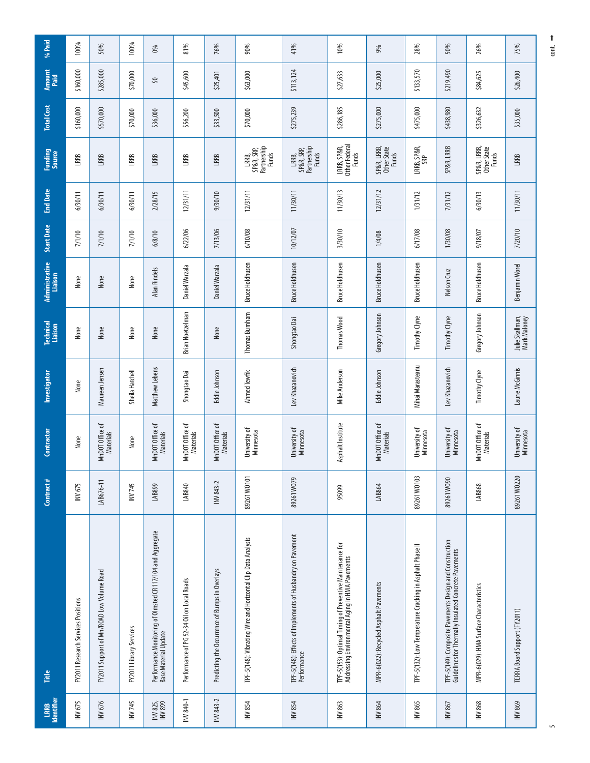| LRRB Identifier | Title | Contract # | Contractor | Investigator | Technical Liaison | Administrative Liaison | Start Date | End Date | Funding Source | Total Cost | Amount Paid | % Paid |
|---|---|---|---|---|---|---|---|---|---|---|---|---|
| INV 675 | FY2011 Research Services Positions | INV 675 | None | None | None | None | 7/1/10 | 6/30/11 | LRRB | $160,000 | $160,000 | 100% |
| INV 676 | FY2011 Support of Mn/ROAD Low Volume Road | LAB676-11 | MnDOT Office of Materials | Maureen Jensen | None | None | 7/1/10 | 6/30/11 | LRRB | $570,000 | $285,000 | 50% |
| INV 745 | FY2011 Library Services | INV 745 | None | Sheila Hatchell | None | None | 7/1/10 | 6/30/11 | LRRB | $70,000 | $70,000 | 100% |
| INV 825, INV 899 | Performance Monitoring of Olmsted CR 117/104 and Aggregate Base Material Update | LAB899 | MnDOT Office of Materials | Matthew Lebens | None | Alan Rindels | 6/8/10 | 2/28/15 | LRRB | $36,000 | $0 | 0% |
| INV 840-1 | Performance of PG 52-34 Oil on Local Roads | LAB840 | MnDOT Office of Materials | Shongtao Dai | Brian Noetzelman | Daniel Warzala | 6/22/06 | 12/31/11 | LRRB | $56,200 | $45,600 | 81% |
| INV 843-2 | Predicting the Occurrence of Bumps in Overlays | INV 843-2 | MnDOT Office of Materials | Eddie Johnson | None | Daniel Warzala | 7/13/06 | 9/30/10 | LRRB | $33,500 | $25,401 | 76% |
| INV 854 | TPF-5(148): Vibrating Wire and Horizontal Clip Data Analysis | 89261W0101 | University of Minnesota | Ahmed Tewfik | Thomas Burnham | Bruce Holdhusen | 6/10/08 | 12/31/11 | LRRB, SP&R, SRP, Partnership Funds | $70,000 | $63,000 | 90% |
| INV 854 | TPF-5(148): Effects of Implements of Husbandry on Pavement Performance | 89261W079 | University of Minnesota | Lev Khazanovich | Shongtao Dai | Bruce Holdhusen | 10/12/07 | 11/30/11 | LRRB, SP&R, SRP, Partnership Funds | $275,239 | $113,124 | 41% |
| INV 863 | TPF-5(153): Optimal Timing of Preventive Maintenance for Addressing Environmental Aging in HMA Pavements | 95099 | Asphalt Institute | Mike Anderson | Thomas Wood | Bruce Holdhusen | 3/30/10 | 11/30/13 | LRRB, SP&R, Other Federal Funds | $286,185 | $27,633 | 10% |
| INV 864 | MPR-6(022): Recycled Asphalt Pavements | LAB864 | MnDOT Office of Materials | Eddie Johnson | Gregory Johnson | Bruce Holdhusen | 1/4/08 | 12/31/12 | SP&R, LRRB, Other State Funds | $275,000 | $25,000 | 9% |
| INV 865 | TPF-5(132): Low Temperature Cracking in Asphalt Phase II | 89261W0103 | University of Minnesota | Mihai Marasteanu | Timothy Clyne | Bruce Holdhusen | 6/17/08 | 1/31/12 | LRRB, SP&R, SRP | $475,000 | $133,570 | 28% |
| INV 867 | TPF-5(149): Composite Pavements Design and Construction Guidelines for Thermally Insulated Concrete Pavements | 89261W090 | University of Minnesota | Lev Khazanovich | Timothy Clyne | Nelson Cruz | 1/30/08 | 7/31/12 | SP&R, LRRB | $438,980 | $219,490 | 50% |
| INV 868 | MPR-6(029): HMA Surface Characteristics | LAB868 | MnDOT Office of Materials | Timothy Clyne | Gregory Johnson | Bruce Holdhusen | 9/18/07 | 6/30/13 | SP&R, LRRB, Other State Funds | $326,632 | $84,625 | 26% |
| INV 869 | TERRA Board Support (FY2011) | 89261W0220 | University of Minnesota | Laurie McGinnis | Julie Skallman, Mark Maloney | Benjamin Worel | 7/20/10 | 11/30/11 | LRRB | $35,000 | $26,400 | 75% |

cont. →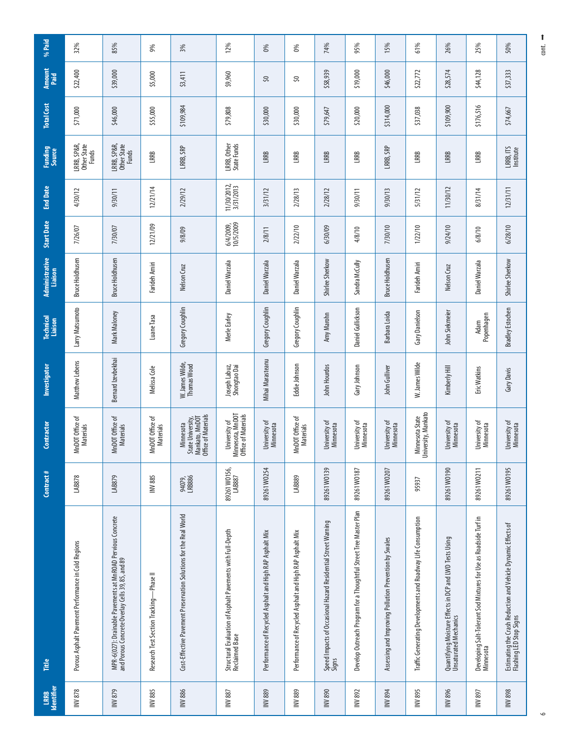| LRRB Identifier | Title | Contract # | Contractor | Investigator | Technical Liaison | Administrative Liaison | Start Date | End Date | Funding Source | Total Cost | Amount Paid | % Paid |
|---|---|---|---|---|---|---|---|---|---|---|---|---|
| INV 878 | Porous Asphalt Pavement Performance in Cold Regions | LAB878 | MnDOT Office of Materials | Matthew Lebens | Larry Matsumoto | Bruce Holdhusen | 7/26/07 | 4/30/12 | LRRB, SP&R, Other State Funds | $71,000 | $22,400 | 32% |
| INV 879 | MPR-6(027): Drainable Pavements at MnROAD Pervious Concrete and Porous Concrete Overlay Cells 39, 85, and 89 | LAB879 | MnDOT Office of Materials | Bernard Izevbekhai | Mark Maloney | Bruce Holdhusen | 7/30/07 | 9/30/11 | LRRB, SP&R, Other State Funds | $46,000 | $39,000 | 85% |
| INV 885 | Research Test Section Tracking—Phase II | INV 885 | MnDOT Office of Materials | Melissa Cole | Luane Tasa | Farideh Amiri | 12/21/09 | 12/21/14 | LRRB | $55,000 | $5,000 | 9% |
| INV 886 | Cost-Effective Pavement Preservation Solutions for the Real World | 94079, LRB886 | Minnesota State University, Mankato, MnDOT Office of Materials | W. James Wilde, Thomas Wood | Gregory Coughlin | Nelson Cruz | 9/8/09 | 2/29/12 | LRRB, SRP | $109,984 | $3,411 | 3% |
| INV 887 | Structural Evaluation of Asphalt Pavements with Full-Depth Reclaimed Base | 89261 W0156, LAB887 | University of Minnesota, MnDOT Office of Materials | Joseph Labuz, Shongtao Dai | Merle Earley | Daniel Warzala | 6/4/2009, 10/5/2009 | 11/30/2012, 3/31/2013 | LRRB, Other State Funds | $79,808 | $9,960 | 12% |
| INV 889 | Performance of Recycled Asphalt and High RAP Asphalt Mix | 89261 W0254 | University of Minnesota | Mihai Marasteanu | Gregory Coughlin | Daniel Warzala | 2/8/11 | 3/31/12 | LRRB | $30,000 | $0 | 0% |
| INV 889 | Performance of Recycled Asphalt and High RAP Asphalt Mix | LAB889 | MnDOT Office of Materials | Eddie Johnson | Gregory Coughlin | Daniel Warzala | 2/22/10 | 2/28/13 | LRRB | $30,000 | $0 | 0% |
| INV 890 | Speed Impacts of Occasional Hazard Residential Street Warning Signs | 89261 W0139 | University of Minnesota | John Hourdos | Amy Marohn | Shirlee Sherkow | 6/30/09 | 2/28/12 | LRRB | $79,647 | $58,939 | 74% |
| INV 892 | Develop Outreach Program for a Thoughtful Street Tree Master Plan | 89261 W0187 | University of Minnesota | Gary Johnson | Daniel Gullickson | Sandra McCully | 4/8/10 | 9/30/11 | LRRB | $20,000 | $19,000 | 95% |
| INV 894 | Assessing and Improving Pollution Prevention by Swales | 89261 W0207 | University of Minnesota | John Gulliver | Barbara Loida | Bruce Holdhusen | 7/30/10 | 9/30/13 | LRRB, SRP | $314,000 | $46,000 | 15% |
| INV 895 | Traffic Generating Developments and Roadway Life Consumption | 95937 | Minnesota State University, Mankato | W. James Wilde | Gary Danielson | Farideh Amiri | 1/22/10 | 5/31/12 | LRRB | $37,038 | $22,772 | 61% |
| INV 896 | Quantifying Moisture Effects in DCP and LWD Tests Using Unsaturated Mechanics | 89261 W0190 | University of Minnesota | Kimberly Hill | John Siekmeier | Nelson Cruz | 9/24/10 | 11/30/12 | LRRB | $109,900 | $28,574 | 26% |
| INV 897 | Developing Salt-Tolerant Sod Mixtures for Use as Roadside Turf in Minnesota | 89261 W0211 | University of Minnesota | Eric Watkins | Adam Popenhagen | Daniel Warzala | 6/8/10 | 8/31/14 | LRRB | $176,516 | $44,128 | 25% |
| INV 898 | Estimating the Crash Reduction and Vehicle Dynamic Effects of Flashing LED Stop Signs | 89261 W0195 | University of Minnesota | Gary Davis | Bradley Estochen | Shirlee Sherkow | 6/28/10 | 12/31/11 | LRRB, ITS Institute | $74,667 | $37,333 | 50% |

cont. →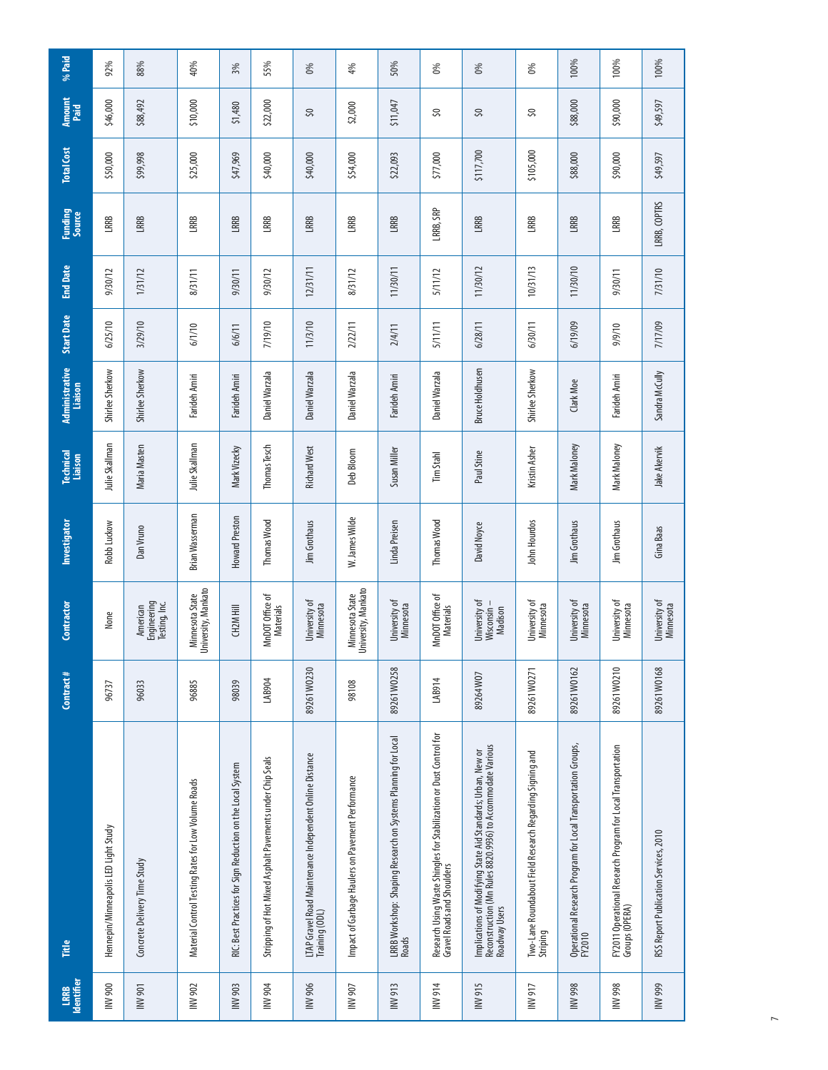| LRRB Identifier | Title | Contract # | Contractor | Investigator | Technical Liaison | Administrative Liaison | Start Date | End Date | Funding Source | Total Cost | Amount Paid | % Paid |
|---|---|---|---|---|---|---|---|---|---|---|---|---|
| INV 900 | Hennepin/Minneapolis LED Light Study | 96737 | None | Robb Luckow | Julie Skallman | Shirlee Sherkow | 6/25/10 | 9/30/12 | LRRB | $50,000 | $46,000 | 92% |
| INV 901 | Concrete Delivery Time Study | 96033 | American Engineering Testing, Inc. | Dan Vruno | Maria Masten | Shirlee Sherkow | 3/29/10 | 1/31/12 | LRRB | $99,998 | $88,492 | 88% |
| INV 902 | Material Control Testing Rates for Low Volume Roads | 96885 | Minnesota State University, Mankato | Brian Wasserman | Julie Skallman | Farideh Amiri | 6/1/10 | 8/31/11 | LRRB | $25,000 | $10,000 | 40% |
| INV 903 | RIC: Best Practices for Sign Reduction on the Local System | 98039 | CH2M Hill | Howard Preston | Mark Vizecky | Farideh Amiri | 6/6/11 | 9/30/11 | LRRB | $47,969 | $1,480 | 3% |
| INV 904 | Stripping of Hot Mixed Asphalt Pavements under Chip Seals | LAB904 | MnDOT Office of Materials | Thomas Wood | Thomas Tesch | Daniel Warzala | 7/19/10 | 9/30/12 | LRRB | $40,000 | $22,000 | 55% |
| INV 906 | LTAP Gravel Road Maintenance Independent Online Distance Training (ODL) | 89261W0230 | University of Minnesota | Jim Grothaus | Richard West | Daniel Warzala | 11/3/10 | 12/31/11 | LRRB | $40,000 | $0 | 0% |
| INV 907 | Impact of Garbage Haulers on Pavement Performance | 98108 | Minnesota State University, Mankato | W. James Wilde | Deb Bloom | Daniel Warzala | 2/22/11 | 8/31/12 | LRRB | $54,000 | $2,000 | 4% |
| INV 913 | LRRB Workshop: Shaping Research on Systems Planning for Local Roads | 89261W0258 | University of Minnesota | Linda Preisen | Susan Miller | Farideh Amiri | 2/4/11 | 11/30/11 | LRRB | $22,093 | $11,047 | 50% |
| INV 914 | Research Using Waste Shingles for Stabilization or Dust Control for Gravel Roads and Shoulders | LAB914 | MnDOT Office of Materials | Thomas Wood | Tim Stahl | Daniel Warzala | 5/11/11 | 5/11/12 | LRRB, SRP | $77,000 | $0 | 0% |
| INV 915 | Implications of Modifying State Aid Standards: Urban, New or Reconstruction (Mn Rules 8820.9936) to Accommodate Various Roadway Users | 89264W07 | University of Wisconsin – Madison | David Noyce | Paul Stine | Bruce Holdhusen | 6/28/11 | 11/30/12 | LRRB | $117,700 | $0 | 0% |
| INV 917 | Two-Lane Roundabout Field Research Regarding Signing and Striping | 89261W0271 | University of Minnesota | John Hourdos | Kristin Asher | Shirlee Sherkow | 6/30/11 | 10/31/13 | LRRB | $105,000 | $0 | 0% |
| INV 998 | Operational Research Program for Local Transportation Groups, FY2010 | 89261W0162 | University of Minnesota | Jim Grothaus | Mark Maloney | Clark Moe | 6/19/09 | 11/30/10 | LRRB | $88,000 | $88,000 | 100% |
| INV 998 | FY2011 Operational Research Program for Local Transportation Groups (OPERA) | 89261W0210 | University of Minnesota | Jim Grothaus | Mark Maloney | Farideh Amiri | 9/9/10 | 9/30/11 | LRRB | $90,000 | $90,000 | 100% |
| INV 999 | RSS Report Publication Services, 2010 | 89261W0168 | University of Minnesota | Gina Baas | Jake Akervik | Sandra McCully | 7/17/09 | 7/31/10 | LRRB, COPTRS | $49,597 | $49,597 | 100% |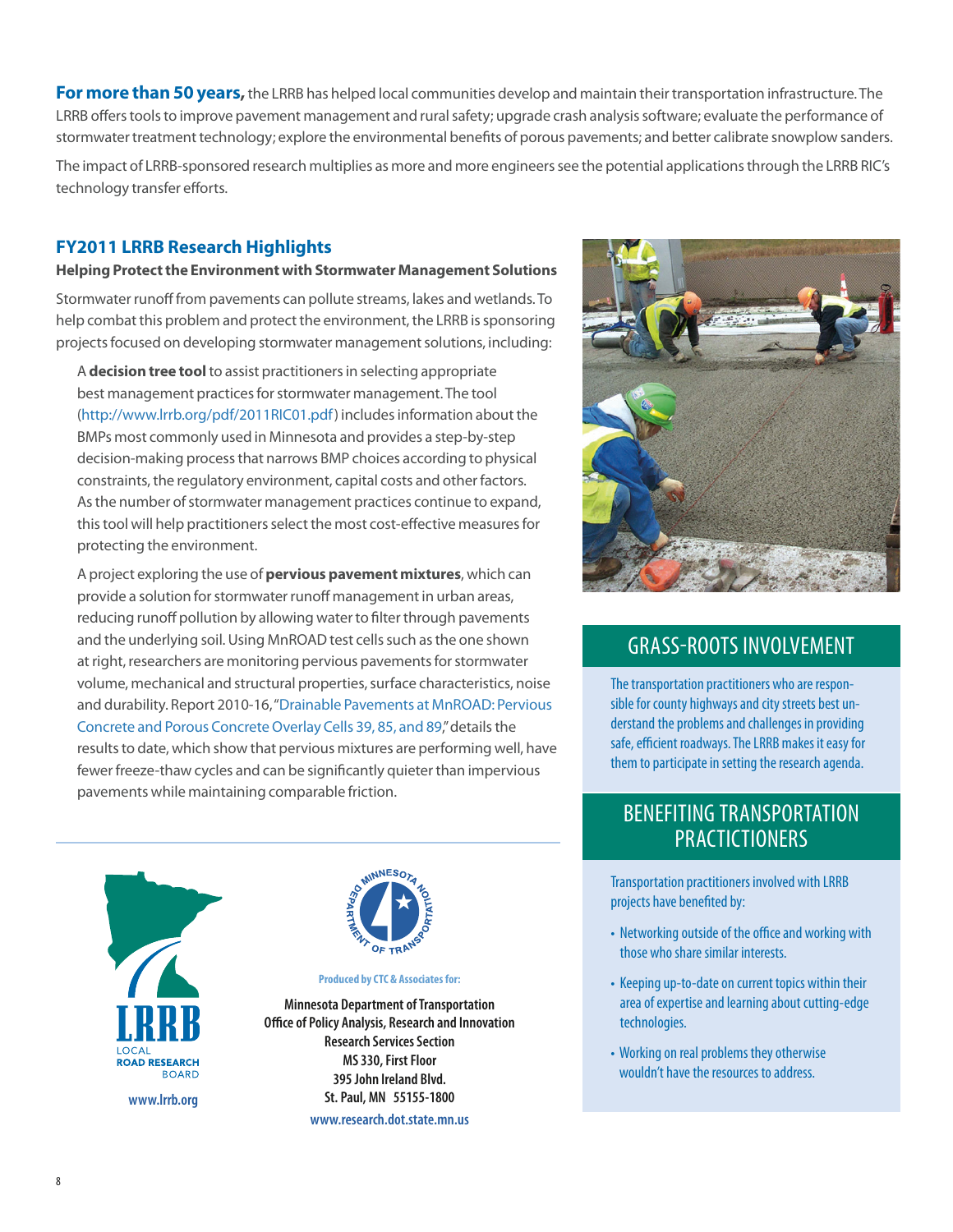**For more than 50 years,** the LRRB has helped local communities develop and maintain their transportation infrastructure. The LRRB offers tools to improve pavement management and rural safety; upgrade crash analysis software; evaluate the performance of stormwater treatment technology; explore the environmental benefits of porous pavements; and better calibrate snowplow sanders.

The impact of LRRB-sponsored research multiplies as more and more engineers see the potential applications through the LRRB RIC's technology transfer efforts.

## FY2011 LRRB Research Highlights

### Helping Protect the Environment with Stormwater Management Solutions

Stormwater runoff from pavements can pollute streams, lakes and wetlands. To help combat this problem and protect the environment, the LRRB is sponsoring projects focused on developing stormwater management solutions, including:

A **decision tree tool** to assist practitioners in selecting appropriate best management practices for stormwater management. The tool (http://www.lrrb.org/pdf/2011RIC01.pdf) includes information about the BMPs most commonly used in Minnesota and provides a step-by-step decision-making process that narrows BMP choices according to physical constraints, the regulatory environment, capital costs and other factors. As the number of stormwater management practices continue to expand, this tool will help practitioners select the most cost-effective measures for protecting the environment.

A project exploring the use of **pervious pavement mixtures**, which can provide a solution for stormwater runoff management in urban areas, reducing runoff pollution by allowing water to filter through pavements and the underlying soil. Using MnROAD test cells such as the one shown at right, researchers are monitoring pervious pavements for stormwater volume, mechanical and structural properties, surface characteristics, noise and durability. Report 2010-16, "Drainable Pavements at MnROAD: Pervious Concrete and Porous Concrete Overlay Cells 39, 85, and 89," details the results to date, which show that pervious mixtures are performing well, have fewer freeze-thaw cycles and can be significantly quieter than impervious pavements while maintaining comparable friction.

## GRASS-ROOTS INVOLVEMENT

The transportation practitioners who are responsible for county highways and city streets best understand the problems and challenges in providing safe, efficient roadways. The LRRB makes it easy for them to participate in setting the research agenda.

## BENEFITING TRANSPORTATION PRACTICTIONERS

Transportation practitioners involved with LRRB projects have benefited by:

- Networking outside of the office and working with those who share similar interests.
- Keeping up-to-date on current topics within their area of expertise and learning about cutting-edge technologies.
- Working on real problems they otherwise wouldn't have the resources to address.

LRRB
LOCAL ROAD RESEARCH BOARD
www.lrrb.org

Produced by CTC & Associates for:

**Minnesota Department of Transportation**
**Office of Policy Analysis, Research and Innovation**
**Research Services Section**
**MS 330, First Floor**
**395 John Ireland Blvd.**
**St. Paul, MN 55155-1800**
www.research.dot.state.mn.us